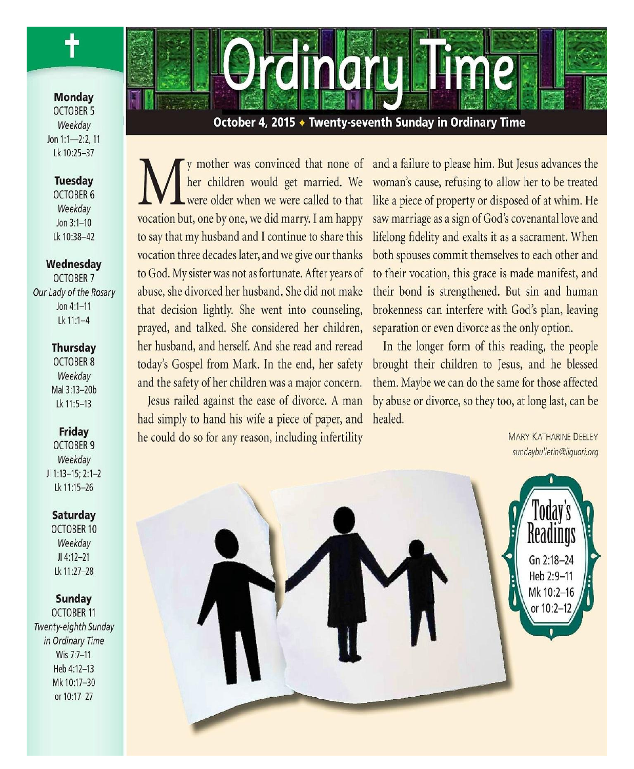# Ordinary Time

**October 4, 2015 ✦ Twenty-seventh Sunday in Ordinary Time**

My mother was convinced that none of her children would get married. We were older when we were called to that vocation but, one by one, we did marry. I am happy to say that my husband and I continue to share this vocation three decades later, and we give our thanks to God. My sister was not as fortunate. After years of abuse, she divorced her husband. She did not make that decision lightly. She went into counseling, prayed, and talked. She considered her children, her husband, and herself. And she read and reread today's Gospel from Mark. In the end, her safety and the safety of her children was a major concern.

Jesus railed against the ease of divorce. A man had simply to hand his wife a piece of paper, and he could do so for any reason, including infertility and a failure to please him. But Jesus advances the woman's cause, refusing to allow her to be treated like a piece of property or disposed of at whim. He saw marriage as a sign of God's covenantal love and lifelong fidelity and exalts it as a sacrament. When both spouses commit themselves to each other and to their vocation, this grace is made manifest, and their bond is strengthened. But sin and human brokenness can interfere with God's plan, leaving separation or even divorce as the only option.

In the longer form of this reading, the people brought their children to Jesus, and he blessed them. Maybe we can do the same for those affected by abuse or divorce, so they too, at long last, can be healed.

MARY KATHARINE DEELEY
*sundaybulletin@liguori.org*

## Today's Readings

Gn 2:18–24
Heb 2:9–11
Mk 10:2–16
or 10:2–12

---

**Monday**
OCTOBER 5
*Weekday*
Jon 1:1—2:2, 11
Lk 10:25–37

**Tuesday**
OCTOBER 6
*Weekday*
Jon 3:1–10
Lk 10:38–42

**Wednesday**
OCTOBER 7
*Our Lady of the Rosary*
Jon 4:1–11
Lk 11:1–4

**Thursday**
OCTOBER 8
*Weekday*
Mal 3:13–20b
Lk 11:5–13

**Friday**
OCTOBER 9
*Weekday*
Jl 1:13–15; 2:1–2
Lk 11:15–26

**Saturday**
OCTOBER 10
*Weekday*
Jl 4:12–21
Lk 11:27–28

**Sunday**
OCTOBER 11
*Twenty-eighth Sunday in Ordinary Time*
Wis 7:7–11
Heb 4:12–13
Mk 10:17–30
or 10:17–27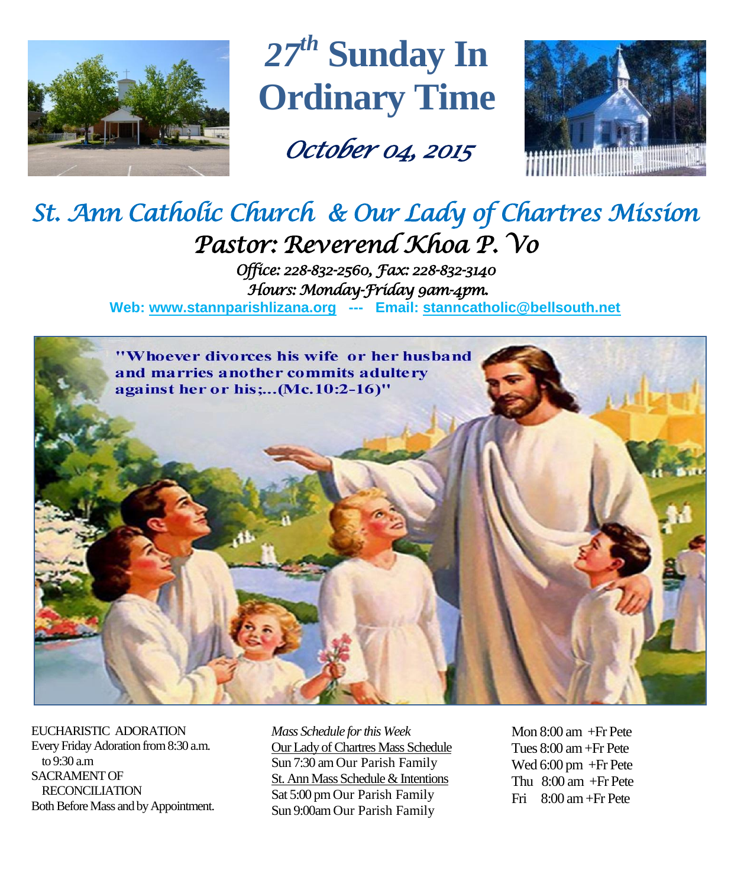# 27th Sunday In Ordinary Time

*October 04, 2015*

## *St. Ann Catholic Church & Our Lady of Chartres Mission*

### *Pastor: Reverend Khoa P. Vo*

*Office: 228-832-2560, Fax: 228-832-3140*

*Hours: Monday-Friday 9am-4pm.*

**Web: www.stannparishlizana.org --- Email: stanncatholic@bellsouth.net**

"Whoever divorces his wife or her husband and marries another commits adultery against her or his;...(Mc.10:2-16)"

EUCHARISTIC ADORATION
Every Friday Adoration from 8:30 a.m. to 9:30 a.m

SACRAMENT OF RECONCILIATION
Both Before Mass and by Appointment.

*Mass Schedule for this Week*

Our Lady of Chartres Mass Schedule
Sun 7:30 am Our Parish Family

St. Ann Mass Schedule & Intentions
Sat 5:00 pm Our Parish Family
Sun 9:00am Our Parish Family

Mon 8:00 am +Fr Pete
Tues 8:00 am +Fr Pete
Wed 6:00 pm +Fr Pete
Thu 8:00 am +Fr Pete
Fri 8:00 am +Fr Pete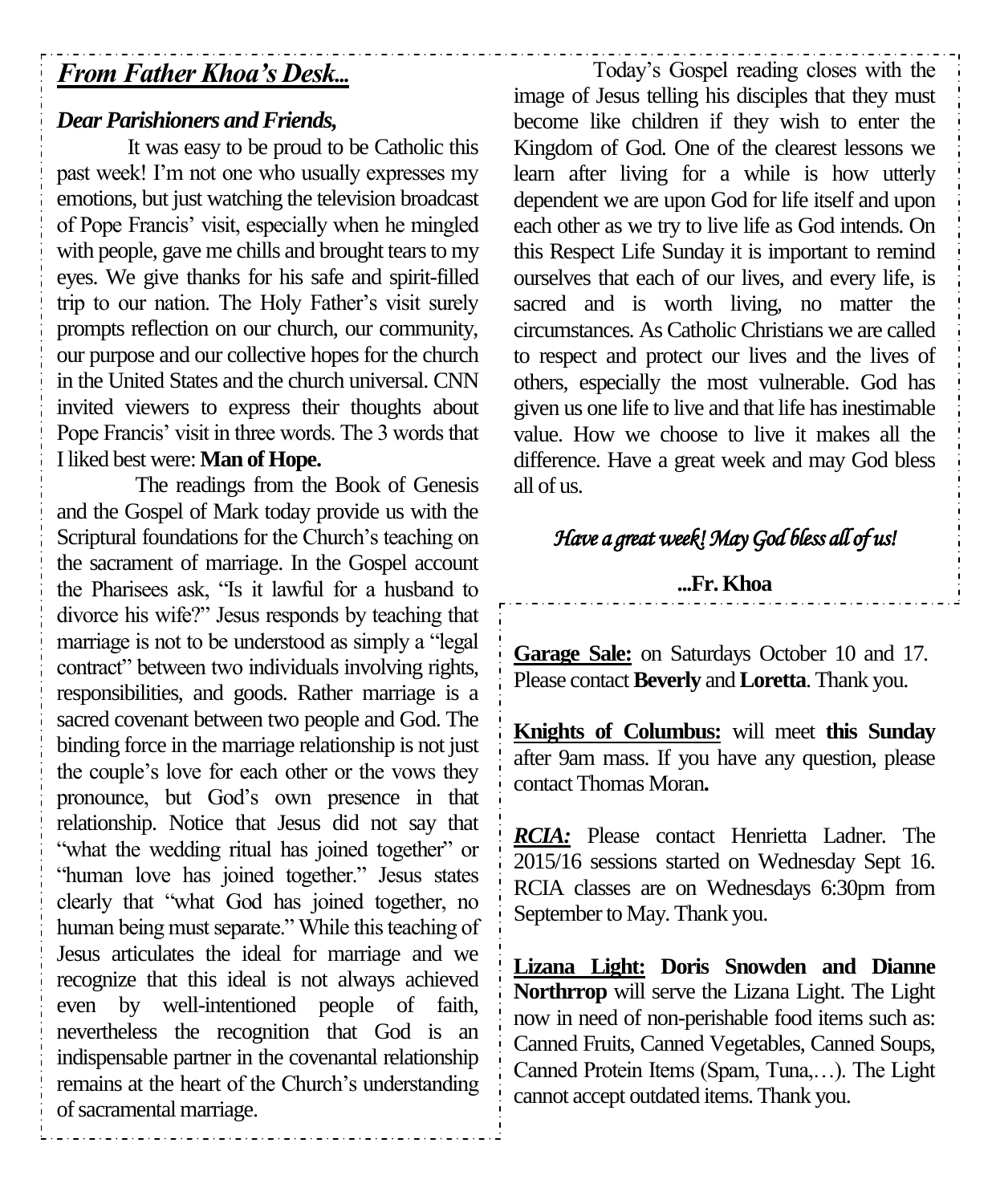## *From Father Khoa's Desk...*

***Dear Parishioners and Friends,***

It was easy to be proud to be Catholic this past week! I'm not one who usually expresses my emotions, but just watching the television broadcast of Pope Francis' visit, especially when he mingled with people, gave me chills and brought tears to my eyes. We give thanks for his safe and spirit-filled trip to our nation. The Holy Father's visit surely prompts reflection on our church, our community, our purpose and our collective hopes for the church in the United States and the church universal. CNN invited viewers to express their thoughts about Pope Francis' visit in three words. The 3 words that I liked best were: **Man of Hope.**

The readings from the Book of Genesis and the Gospel of Mark today provide us with the Scriptural foundations for the Church's teaching on the sacrament of marriage. In the Gospel account the Pharisees ask, "Is it lawful for a husband to divorce his wife?" Jesus responds by teaching that marriage is not to be understood as simply a "legal contract" between two individuals involving rights, responsibilities, and goods. Rather marriage is a sacred covenant between two people and God. The binding force in the marriage relationship is not just the couple's love for each other or the vows they pronounce, but God's own presence in that relationship. Notice that Jesus did not say that "what the wedding ritual has joined together" or "human love has joined together." Jesus states clearly that "what God has joined together, no human being must separate." While this teaching of Jesus articulates the ideal for marriage and we recognize that this ideal is not always achieved even by well-intentioned people of faith, nevertheless the recognition that God is an indispensable partner in the covenantal relationship remains at the heart of the Church's understanding of sacramental marriage.

Today's Gospel reading closes with the image of Jesus telling his disciples that they must become like children if they wish to enter the Kingdom of God. One of the clearest lessons we learn after living for a while is how utterly dependent we are upon God for life itself and upon each other as we try to live life as God intends. On this Respect Life Sunday it is important to remind ourselves that each of our lives, and every life, is sacred and is worth living, no matter the circumstances. As Catholic Christians we are called to respect and protect our lives and the lives of others, especially the most vulnerable. God has given us one life to live and that life has inestimable value. How we choose to live it makes all the difference. Have a great week and may God bless all of us.

*Have a great week! May God bless all of us!*

**...Fr. Khoa**

**Garage Sale:** on Saturdays October 10 and 17. Please contact **Beverly** and **Loretta**. Thank you.

**Knights of Columbus:** will meet **this Sunday** after 9am mass. If you have any question, please contact Thomas Moran**.**

***RCIA:*** Please contact Henrietta Ladner. The 2015/16 sessions started on Wednesday Sept 16. RCIA classes are on Wednesdays 6:30pm from September to May. Thank you.

**Lizana Light: Doris Snowden and Dianne Northrrop** will serve the Lizana Light. The Light now in need of non-perishable food items such as: Canned Fruits, Canned Vegetables, Canned Soups, Canned Protein Items (Spam, Tuna,…). The Light cannot accept outdated items. Thank you.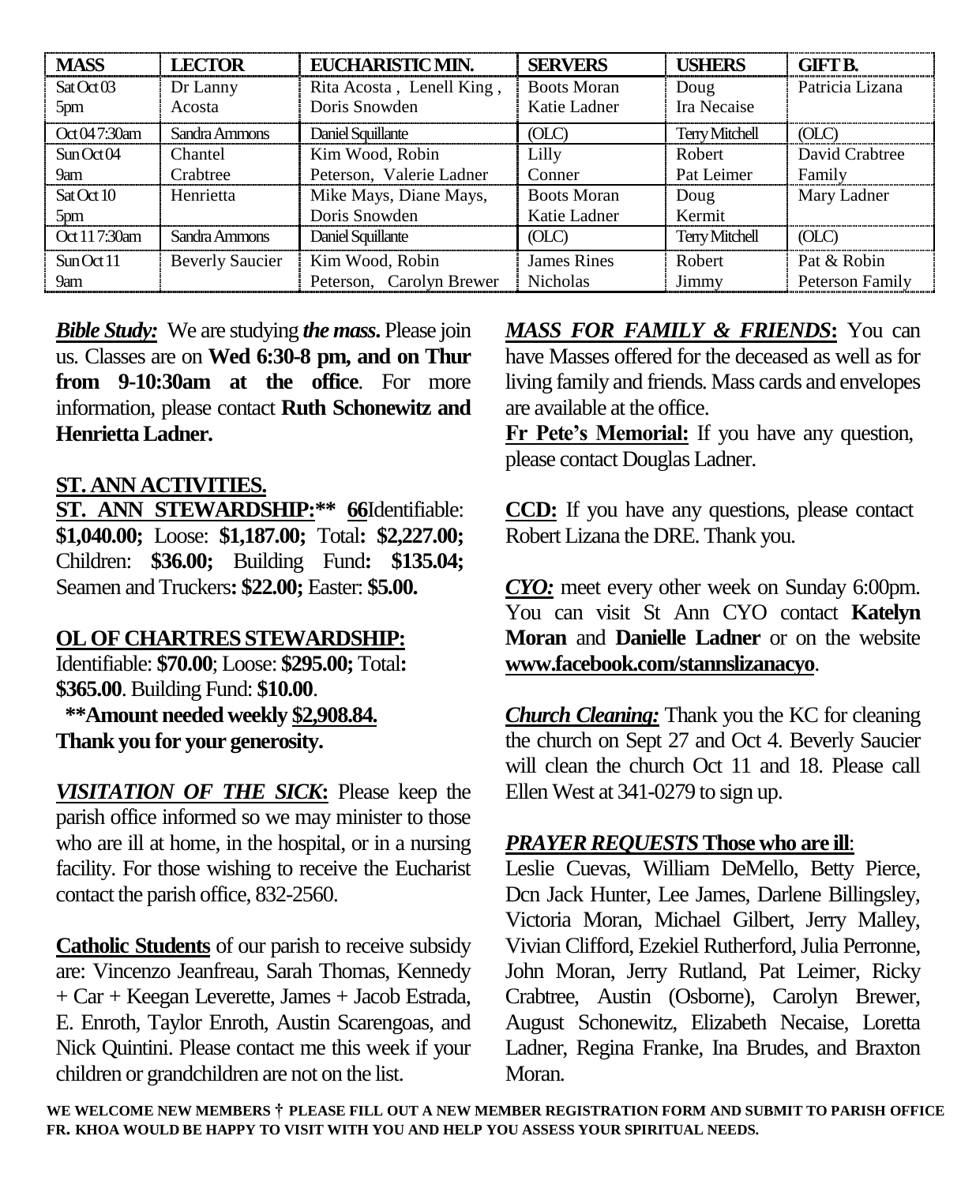| MASS | LECTOR | EUCHARISTIC MIN. | SERVERS | USHERS | GIFT B. |
|---|---|---|---|---|---|
| Sat Oct 03 5pm | Dr Lanny Acosta | Rita Acosta , Lenell King , Doris Snowden | Boots Moran Katie Ladner | Doug Ira Necaise | Patricia Lizana |
| Oct 04 7:30am | Sandra Ammons | Daniel Squillante | (OLC) | Terry Mitchell | (OLC) |
| Sun Oct 04 9am | Chantel Crabtree | Kim Wood, Robin Peterson, Valerie Ladner | Lilly Conner | Robert Pat Leimer | David Crabtree Family |
| Sat Oct 10 5pm | Henrietta | Mike Mays, Diane Mays, Doris Snowden | Boots Moran Katie Ladner | Doug Kermit | Mary Ladner |
| Oct 11 7:30am | Sandra Ammons | Daniel Squillante | (OLC) | Terry Mitchell | (OLC) |
| Sun Oct 11 9am | Beverly Saucier | Kim Wood, Robin Peterson, Carolyn Brewer | James Rines Nicholas | Robert Jimmy | Pat & Robin Peterson Family |

***Bible Study:*** We are studying ***the mass***. Please join us. Classes are on **Wed 6:30-8 pm, and on Thur from 9-10:30am at the office**. For more information, please contact **Ruth Schonewitz and Henrietta Ladner.**

**ST. ANN ACTIVITIES.**

**ST. ANN STEWARDSHIP:\*\* 66**Identifiable: **$1,040.00;** Loose: **$1,187.00;** Total**: $2,227.00;** Children: **$36.00;** Building Fund**: $135.04;** Seamen and Truckers**: $22.00;** Easter: **$5.00.**

**OL OF CHARTRES STEWARDSHIP:**

Identifiable: **$70.00**; Loose: **$295.00;** Total**: $365.00**. Building Fund: **$10.00**.

**\*\*Amount needed weekly $2,908.84.**

**Thank you for your generosity.**

***VISITATION OF THE SICK*:** Please keep the parish office informed so we may minister to those who are ill at home, in the hospital, or in a nursing facility. For those wishing to receive the Eucharist contact the parish office, 832-2560.

**Catholic Students** of our parish to receive subsidy are: Vincenzo Jeanfreau, Sarah Thomas, Kennedy + Car + Keegan Leverette, James + Jacob Estrada, E. Enroth, Taylor Enroth, Austin Scarengoas, and Nick Quintini. Please contact me this week if your children or grandchildren are not on the list.

***MASS FOR FAMILY & FRIENDS*:** You can have Masses offered for the deceased as well as for living family and friends. Mass cards and envelopes are available at the office.

**Fr Pete's Memorial:** If you have any question, please contact Douglas Ladner.

**CCD:** If you have any questions, please contact Robert Lizana the DRE. Thank you.

***CYO:*** meet every other week on Sunday 6:00pm. You can visit St Ann CYO contact **Katelyn Moran** and **Danielle Ladner** or on the website **www.facebook.com/stannslizanacyo**.

***Church Cleaning:*** Thank you the KC for cleaning the church on Sept 27 and Oct 4. Beverly Saucier will clean the church Oct 11 and 18. Please call Ellen West at 341-0279 to sign up.

***PRAYER REQUESTS* Those who are ill**:

Leslie Cuevas, William DeMello, Betty Pierce, Dcn Jack Hunter, Lee James, Darlene Billingsley, Victoria Moran, Michael Gilbert, Jerry Malley, Vivian Clifford, Ezekiel Rutherford, Julia Perronne, John Moran, Jerry Rutland, Pat Leimer, Ricky Crabtree, Austin (Osborne), Carolyn Brewer, August Schonewitz, Elizabeth Necaise, Loretta Ladner, Regina Franke, Ina Brudes, and Braxton Moran.

**WE WELCOME NEW MEMBERS † PLEASE FILL OUT A NEW MEMBER REGISTRATION FORM AND SUBMIT TO PARISH OFFICE FR. KHOA WOULD BE HAPPY TO VISIT WITH YOU AND HELP YOU ASSESS YOUR SPIRITUAL NEEDS.**